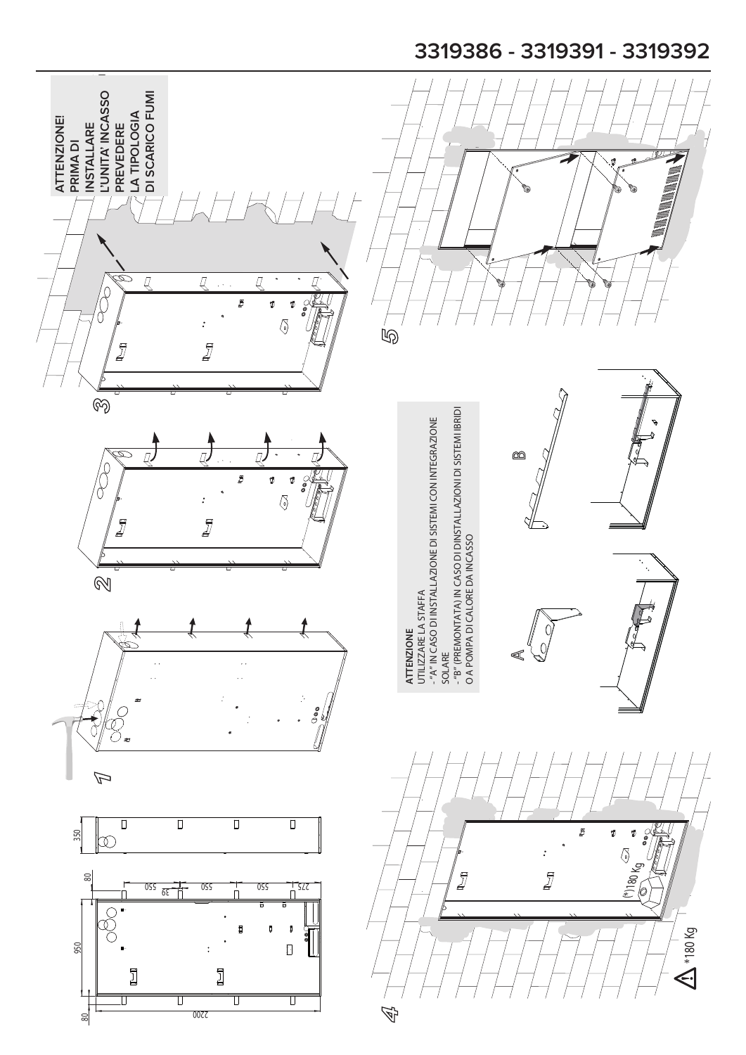# 3319386 - 3319391 - 3319392

**ATTENZIONE! PRIMA DI INSTALLARE L'UNITA' INCASSO PREVEDERE LA TIPOLOGIA DI SCARICO FUMI**

**ATTENZIONE**
UTILIZZARE LA STAFFA
- "A" IN CASO DI INSTALLAZIONE DI SISTEMI CON INTEGRAZIONE SOLARE
- "B" (PREMONTATA) IN CASO DI D'INSTALLAZIONI DI SISTEMI IBRIDI O A POMPA DI CALORE DA INCASSO

A

B

1

2

3

4

5

950

80

80

2200

350

550

550

550

39

275

(*)180 Kg

*180 Kg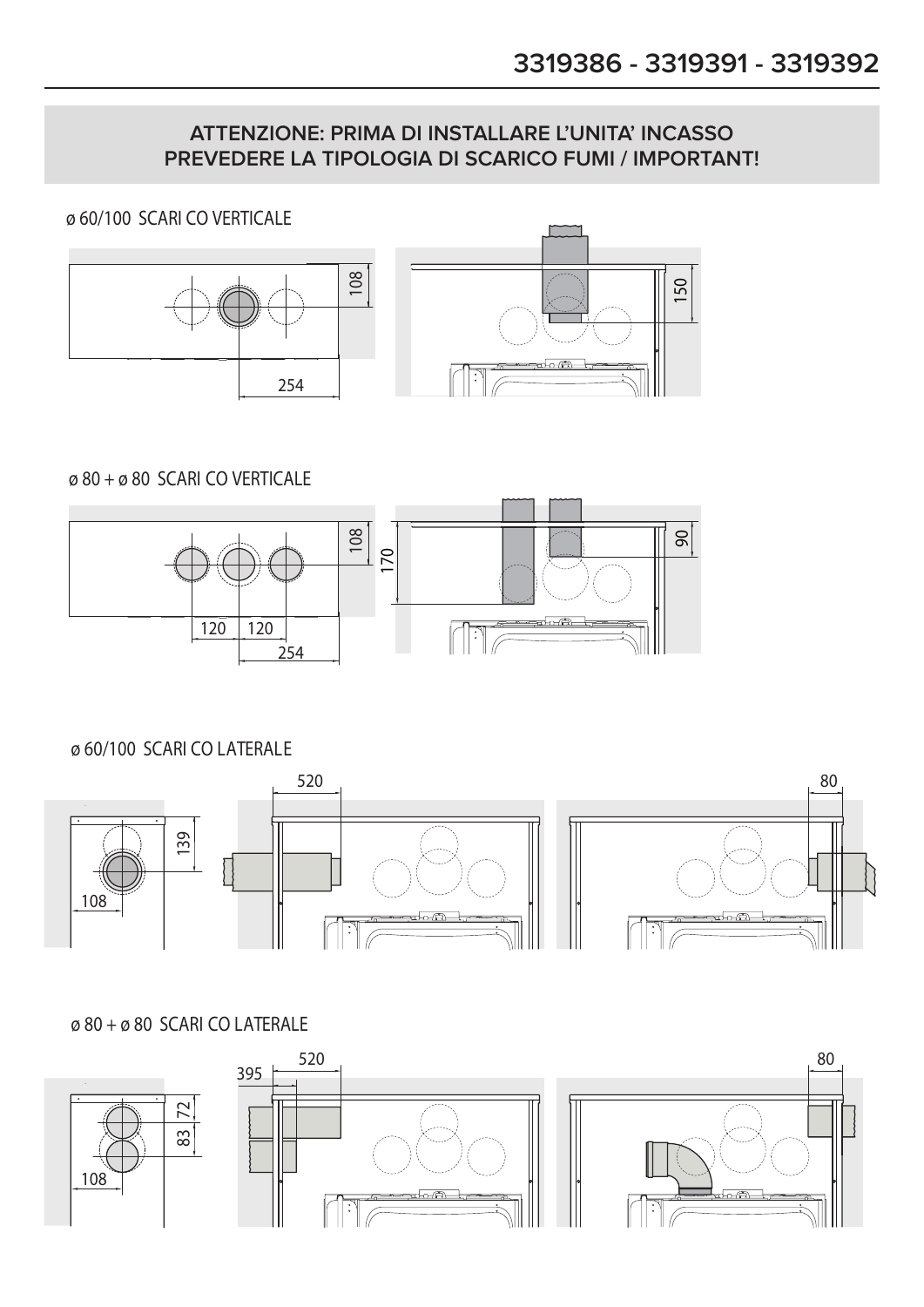# 3319386 - 3319391 - 3319392

**ATTENZIONE: PRIMA DI INSTALLARE L'UNITA' INCASSO PREVEDERE LA TIPOLOGIA DI SCARICO FUMI / IMPORTANT!**

ø 60/100 SCARI CO VERTICALE

108

254

150

ø 80 + ø 80 SCARI CO VERTICALE

108

120 120

254

170

90

ø 60/100 SCARI CO LATERALE

139

108

520

80

ø 80 + ø 80 SCARI CO LATERALE

72

83

108

395

520

80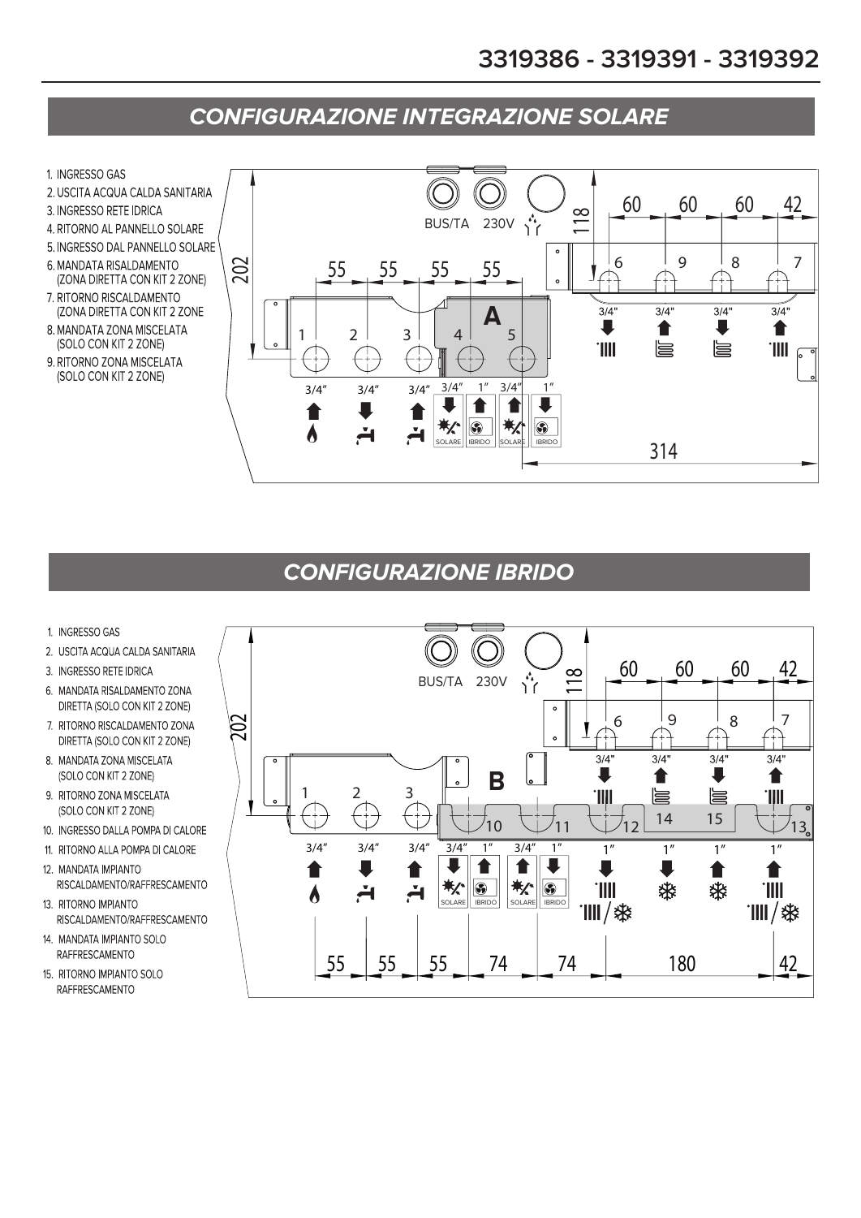# 3319386 - 3319391 - 3319392

## CONFIGURAZIONE INTEGRAZIONE SOLARE

1. INGRESSO GAS
2. USCITA ACQUA CALDA SANITARIA
3. INGRESSO RETE IDRICA
4. RITORNO AL PANNELLO SOLARE
5. INGRESSO DAL PANNELLO SOLARE
6. MANDATA RISALDAMENTO (ZONA DIRETTA CON KIT 2 ZONE)
7. RITORNO RISCALDAMENTO (ZONA DIRETTA CON KIT 2 ZONE
8. MANDATA ZONA MISCELATA (SOLO CON KIT 2 ZONE)
9. RITORNO ZONA MISCELATA (SOLO CON KIT 2 ZONE)

## CONFIGURAZIONE IBRIDO

1. INGRESSO GAS
2. USCITA ACQUA CALDA SANITARIA
3. INGRESSO RETE IDRICA
6. MANDATA RISALDAMENTO ZONA DIRETTA (SOLO CON KIT 2 ZONE)
7. RITORNO RISCALDAMENTO ZONA DIRETTA (SOLO CON KIT 2 ZONE)
8. MANDATA ZONA MISCELATA (SOLO CON KIT 2 ZONE)
9. RITORNO ZONA MISCELATA (SOLO CON KIT 2 ZONE)
10. INGRESSO DALLA POMPA DI CALORE
11. RITORNO ALLA POMPA DI CALORE
12. MANDATA IMPIANTO RISCALDAMENTO/RAFFRESCAMENTO
13. RITORNO IMPIANTO RISCALDAMENTO/RAFFRESCAMENTO
14. MANDATA IMPIANTO SOLO RAFFRESCAMENTO
15. RITORNO IMPIANTO SOLO RAFFRESCAMENTO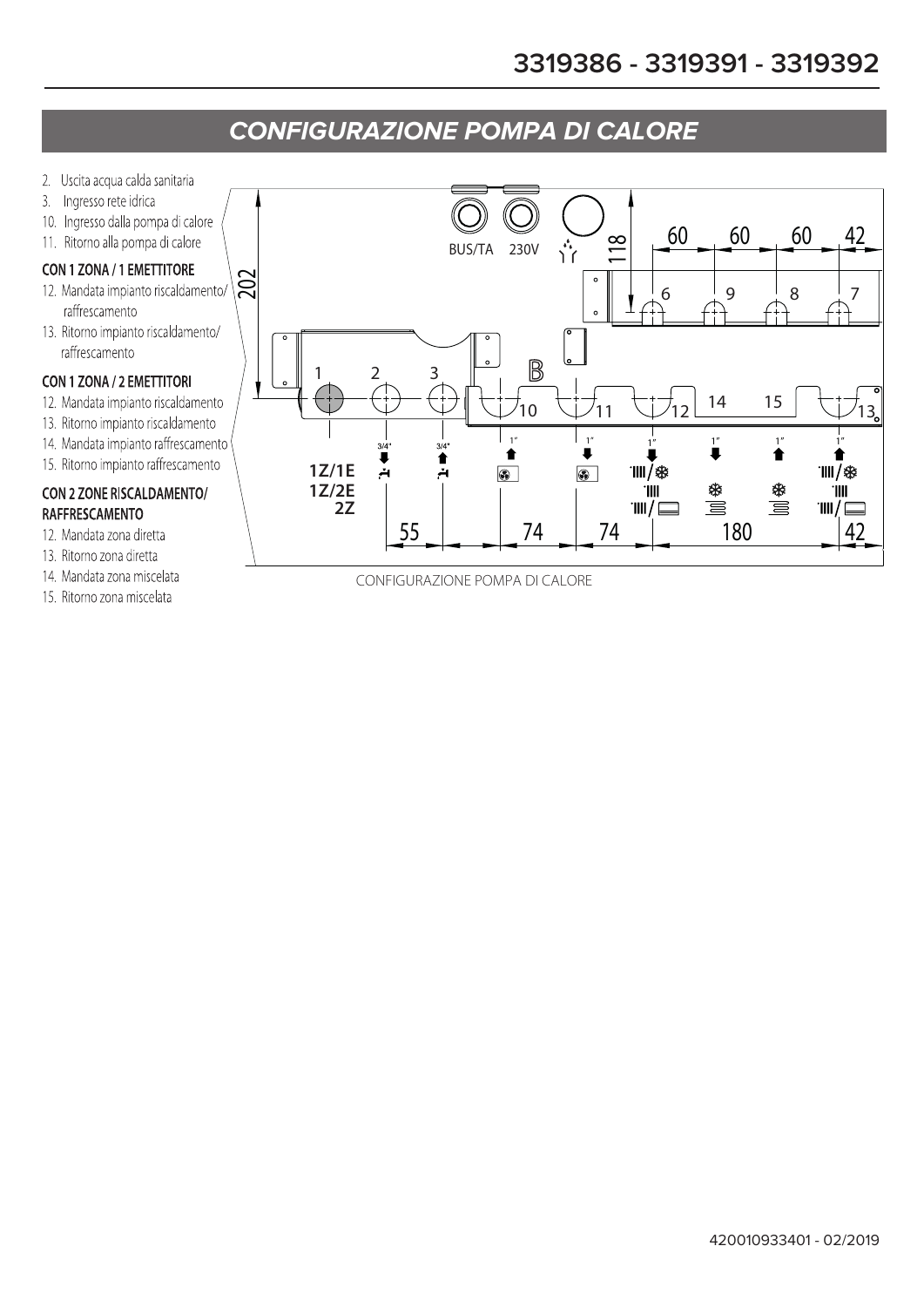# CONFIGURAZIONE POMPA DI CALORE

2. Uscita acqua calda sanitaria
3. Ingresso rete idrica
10. Ingresso dalla pompa di calore
11. Ritorno alla pompa di calore

**CON 1 ZONA / 1 EMETTITORE**

12. Mandata impianto riscaldamento/ raffrescamento
13. Ritorno impianto riscaldamento/ raffrescamento

**CON 1 ZONA / 2 EMETTITORI**

12. Mandata impianto riscaldamento
13. Ritorno impianto riscaldamento
14. Mandata impianto raffrescamento
15. Ritorno impianto raffrescamento

**CON 2 ZONE RISCALDAMENTO/ RAFFRESCAMENTO**

12. Mandata zona diretta
13. Ritorno zona diretta
14. Mandata zona miscelata
15. Ritorno zona miscelata

BUS/TA
230V
202
118
60
60
60
42
6
9
8
7
1
2
3
B
10
11
12
14
15
13
3/4"
3/4"
1"
1"
1"
1"
1"
1"
1Z/1E
1Z/2E
2Z
55
74
74
180
42

CONFIGURAZIONE POMPA DI CALORE